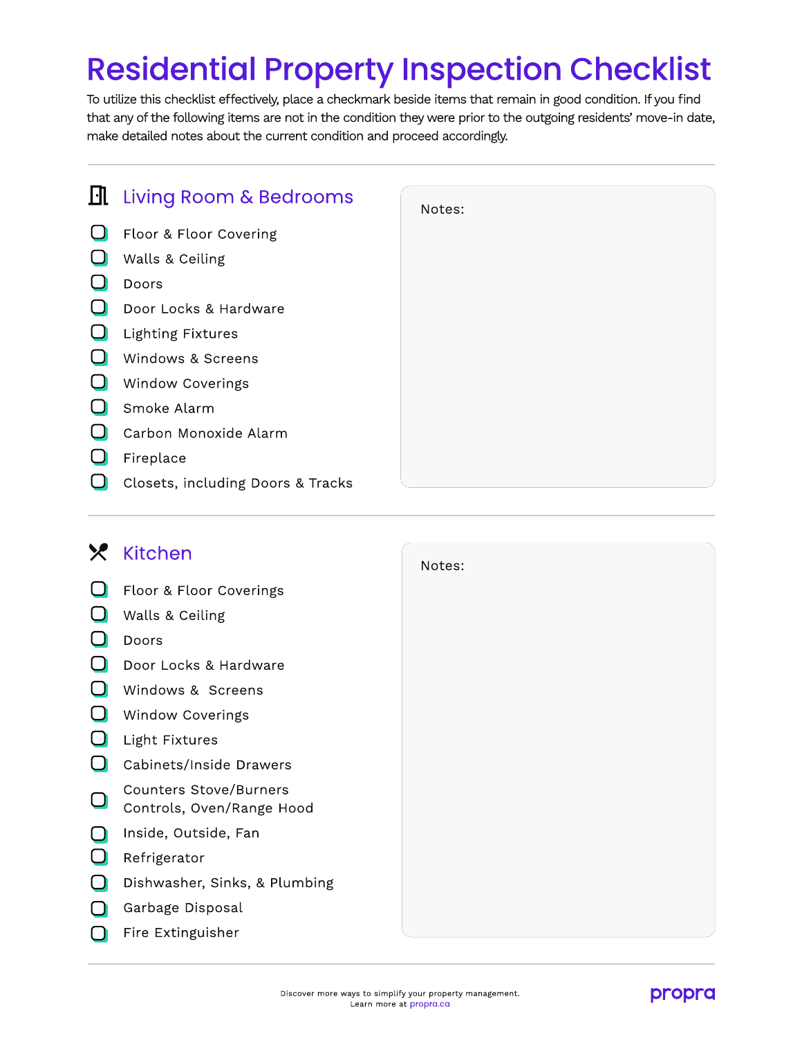# Residential Property Inspection Checklist

To utilize this checklist effectively, place a checkmark beside items that remain in good condition. If you find that any of the following items are not in the condition they were prior to the outgoing residents' move-in date, make detailed notes about the current condition and proceed accordingly.

## Living Room & Bedrooms

- [ ] Floor & Floor Covering
- [ ] Walls & Ceiling
- [ ] Doors
- [ ] Door Locks & Hardware
- [ ] Lighting Fixtures
- [ ] Windows & Screens
- [ ] Window Coverings
- [ ] Smoke Alarm
- [ ] Carbon Monoxide Alarm
- [ ] Fireplace
- [ ] Closets, including Doors & Tracks

Notes:

## Kitchen

- [ ] Floor & Floor Coverings
- [ ] Walls & Ceiling
- [ ] Doors
- [ ] Door Locks & Hardware
- [ ] Windows & Screens
- [ ] Window Coverings
- [ ] Light Fixtures
- [ ] Cabinets/Inside Drawers
- [ ] Counters Stove/Burners Controls, Oven/Range Hood
- [ ] Inside, Outside, Fan
- [ ] Refrigerator
- [ ] Dishwasher, Sinks, & Plumbing
- [ ] Garbage Disposal
- [ ] Fire Extinguisher

Notes:

Discover more ways to simplify your property management.
Learn more at propra.ca

propra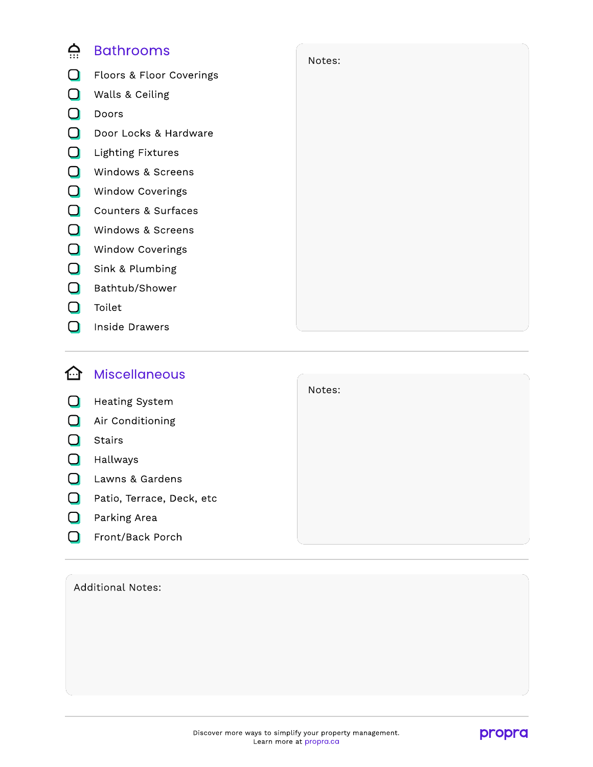## Bathrooms

- [ ] Floors & Floor Coverings
- [ ] Walls & Ceiling
- [ ] Doors
- [ ] Door Locks & Hardware
- [ ] Lighting Fixtures
- [ ] Windows & Screens
- [ ] Window Coverings
- [ ] Counters & Surfaces
- [ ] Windows & Screens
- [ ] Window Coverings
- [ ] Sink & Plumbing
- [ ] Bathtub/Shower
- [ ] Toilet
- [ ] Inside Drawers

Notes:

---

## Miscellaneous

- [ ] Heating System
- [ ] Air Conditioning
- [ ] Stairs
- [ ] Hallways
- [ ] Lawns & Gardens
- [ ] Patio, Terrace, Deck, etc
- [ ] Parking Area
- [ ] Front/Back Porch

Notes:

---

Additional Notes:

---

Discover more ways to simplify your property management.
Learn more at propra.ca

propra